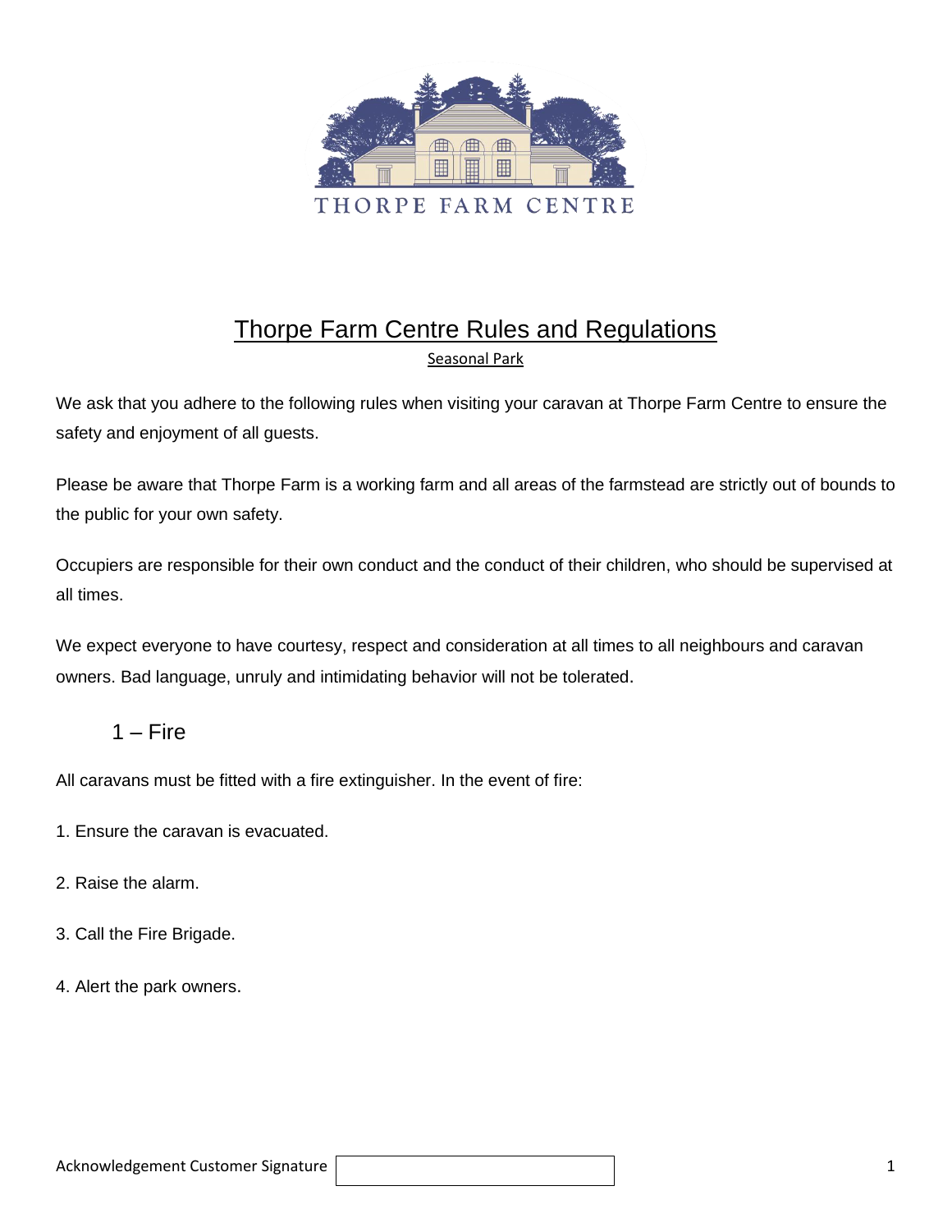THORPE FARM CENTRE

# Thorpe Farm Centre Rules and Regulations

Seasonal Park

We ask that you adhere to the following rules when visiting your caravan at Thorpe Farm Centre to ensure the safety and enjoyment of all guests.

Please be aware that Thorpe Farm is a working farm and all areas of the farmstead are strictly out of bounds to the public for your own safety.

Occupiers are responsible for their own conduct and the conduct of their children, who should be supervised at all times.

We expect everyone to have courtesy, respect and consideration at all times to all neighbours and caravan owners. Bad language, unruly and intimidating behavior will not be tolerated.

## 1 – Fire

All caravans must be fitted with a fire extinguisher. In the event of fire:

1. Ensure the caravan is evacuated.
2. Raise the alarm.
3. Call the Fire Brigade.
4. Alert the park owners.

Acknowledgement Customer Signature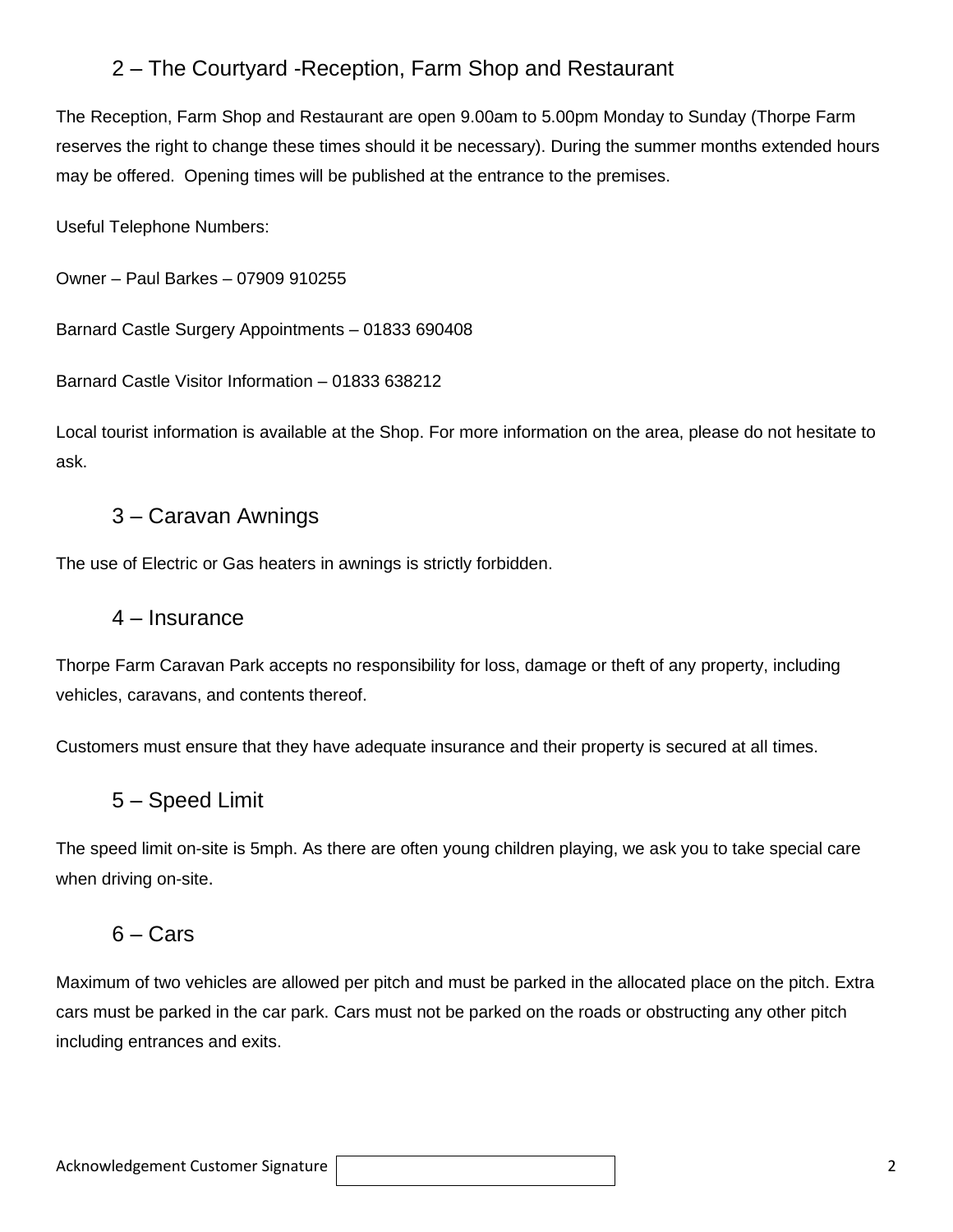## 2 – The Courtyard -Reception, Farm Shop and Restaurant

The Reception, Farm Shop and Restaurant are open 9.00am to 5.00pm Monday to Sunday (Thorpe Farm reserves the right to change these times should it be necessary). During the summer months extended hours may be offered. Opening times will be published at the entrance to the premises.

Useful Telephone Numbers:

Owner – Paul Barkes – 07909 910255

Barnard Castle Surgery Appointments – 01833 690408

Barnard Castle Visitor Information – 01833 638212

Local tourist information is available at the Shop. For more information on the area, please do not hesitate to ask.

## 3 – Caravan Awnings

The use of Electric or Gas heaters in awnings is strictly forbidden.

## 4 – Insurance

Thorpe Farm Caravan Park accepts no responsibility for loss, damage or theft of any property, including vehicles, caravans, and contents thereof.

Customers must ensure that they have adequate insurance and their property is secured at all times.

## 5 – Speed Limit

The speed limit on-site is 5mph. As there are often young children playing, we ask you to take special care when driving on-site.

## 6 – Cars

Maximum of two vehicles are allowed per pitch and must be parked in the allocated place on the pitch. Extra cars must be parked in the car park. Cars must not be parked on the roads or obstructing any other pitch including entrances and exits.

Acknowledgement Customer Signature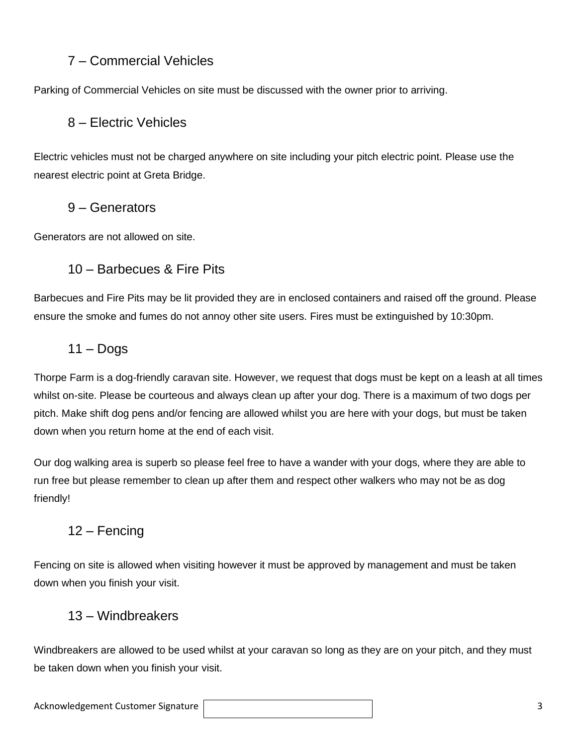## 7 – Commercial Vehicles

Parking of Commercial Vehicles on site must be discussed with the owner prior to arriving.

## 8 – Electric Vehicles

Electric vehicles must not be charged anywhere on site including your pitch electric point. Please use the nearest electric point at Greta Bridge.

## 9 – Generators

Generators are not allowed on site.

## 10 – Barbecues & Fire Pits

Barbecues and Fire Pits may be lit provided they are in enclosed containers and raised off the ground. Please ensure the smoke and fumes do not annoy other site users. Fires must be extinguished by 10:30pm.

## 11 – Dogs

Thorpe Farm is a dog-friendly caravan site. However, we request that dogs must be kept on a leash at all times whilst on-site. Please be courteous and always clean up after your dog. There is a maximum of two dogs per pitch. Make shift dog pens and/or fencing are allowed whilst you are here with your dogs, but must be taken down when you return home at the end of each visit.

Our dog walking area is superb so please feel free to have a wander with your dogs, where they are able to run free but please remember to clean up after them and respect other walkers who may not be as dog friendly!

## 12 – Fencing

Fencing on site is allowed when visiting however it must be approved by management and must be taken down when you finish your visit.

## 13 – Windbreakers

Windbreakers are allowed to be used whilst at your caravan so long as they are on your pitch, and they must be taken down when you finish your visit.

Acknowledgement Customer Signature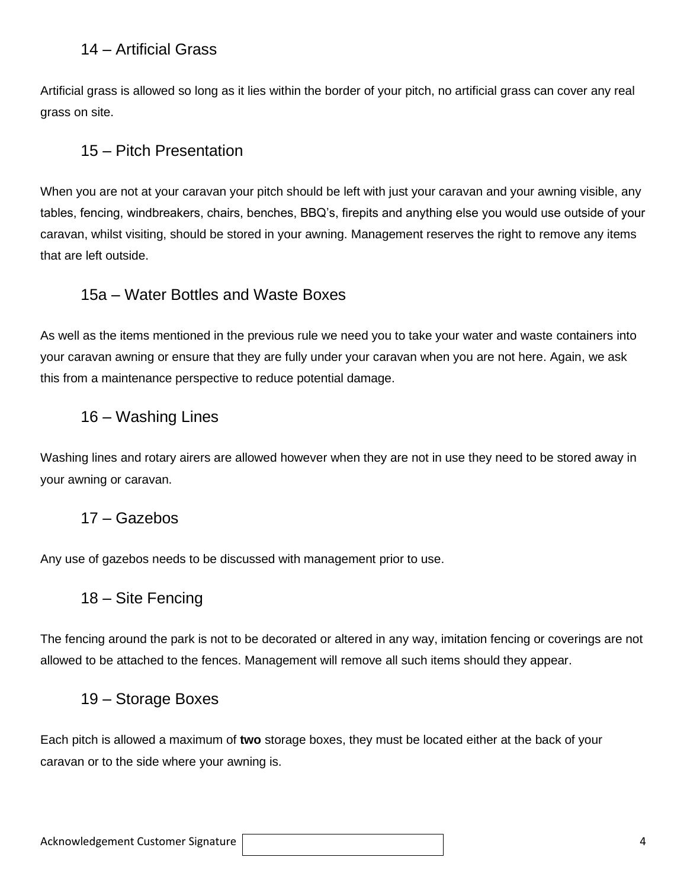## 14 – Artificial Grass

Artificial grass is allowed so long as it lies within the border of your pitch, no artificial grass can cover any real grass on site.

## 15 – Pitch Presentation

When you are not at your caravan your pitch should be left with just your caravan and your awning visible, any tables, fencing, windbreakers, chairs, benches, BBQ's, firepits and anything else you would use outside of your caravan, whilst visiting, should be stored in your awning. Management reserves the right to remove any items that are left outside.

## 15a – Water Bottles and Waste Boxes

As well as the items mentioned in the previous rule we need you to take your water and waste containers into your caravan awning or ensure that they are fully under your caravan when you are not here. Again, we ask this from a maintenance perspective to reduce potential damage.

## 16 – Washing Lines

Washing lines and rotary airers are allowed however when they are not in use they need to be stored away in your awning or caravan.

## 17 – Gazebos

Any use of gazebos needs to be discussed with management prior to use.

## 18 – Site Fencing

The fencing around the park is not to be decorated or altered in any way, imitation fencing or coverings are not allowed to be attached to the fences. Management will remove all such items should they appear.

## 19 – Storage Boxes

Each pitch is allowed a maximum of **two** storage boxes, they must be located either at the back of your caravan or to the side where your awning is.

Acknowledgement Customer Signature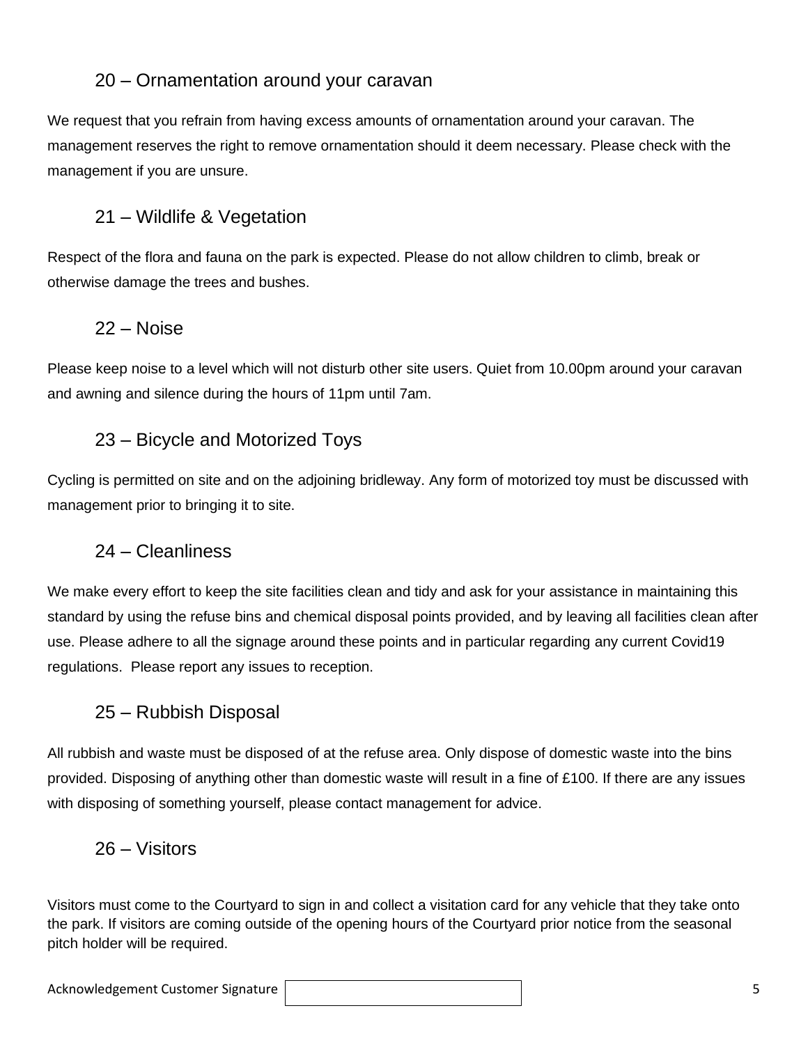## 20 – Ornamentation around your caravan

We request that you refrain from having excess amounts of ornamentation around your caravan. The management reserves the right to remove ornamentation should it deem necessary. Please check with the management if you are unsure.

## 21 – Wildlife & Vegetation

Respect of the flora and fauna on the park is expected. Please do not allow children to climb, break or otherwise damage the trees and bushes.

## 22 – Noise

Please keep noise to a level which will not disturb other site users. Quiet from 10.00pm around your caravan and awning and silence during the hours of 11pm until 7am.

## 23 – Bicycle and Motorized Toys

Cycling is permitted on site and on the adjoining bridleway. Any form of motorized toy must be discussed with management prior to bringing it to site.

## 24 – Cleanliness

We make every effort to keep the site facilities clean and tidy and ask for your assistance in maintaining this standard by using the refuse bins and chemical disposal points provided, and by leaving all facilities clean after use. Please adhere to all the signage around these points and in particular regarding any current Covid19 regulations. Please report any issues to reception.

## 25 – Rubbish Disposal

All rubbish and waste must be disposed of at the refuse area. Only dispose of domestic waste into the bins provided. Disposing of anything other than domestic waste will result in a fine of £100. If there are any issues with disposing of something yourself, please contact management for advice.

## 26 – Visitors

Visitors must come to the Courtyard to sign in and collect a visitation card for any vehicle that they take onto the park. If visitors are coming outside of the opening hours of the Courtyard prior notice from the seasonal pitch holder will be required.

Acknowledgement Customer Signature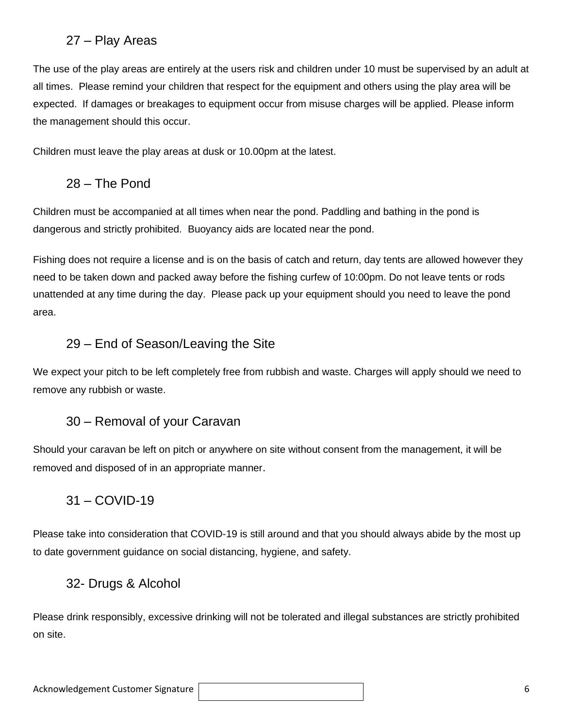## 27 – Play Areas

The use of the play areas are entirely at the users risk and children under 10 must be supervised by an adult at all times. Please remind your children that respect for the equipment and others using the play area will be expected. If damages or breakages to equipment occur from misuse charges will be applied. Please inform the management should this occur.

Children must leave the play areas at dusk or 10.00pm at the latest.

## 28 – The Pond

Children must be accompanied at all times when near the pond. Paddling and bathing in the pond is dangerous and strictly prohibited. Buoyancy aids are located near the pond.

Fishing does not require a license and is on the basis of catch and return, day tents are allowed however they need to be taken down and packed away before the fishing curfew of 10:00pm. Do not leave tents or rods unattended at any time during the day. Please pack up your equipment should you need to leave the pond area.

## 29 – End of Season/Leaving the Site

We expect your pitch to be left completely free from rubbish and waste. Charges will apply should we need to remove any rubbish or waste.

## 30 – Removal of your Caravan

Should your caravan be left on pitch or anywhere on site without consent from the management, it will be removed and disposed of in an appropriate manner.

## 31 – COVID-19

Please take into consideration that COVID-19 is still around and that you should always abide by the most up to date government guidance on social distancing, hygiene, and safety.

## 32- Drugs & Alcohol

Please drink responsibly, excessive drinking will not be tolerated and illegal substances are strictly prohibited on site.

Acknowledgement Customer Signature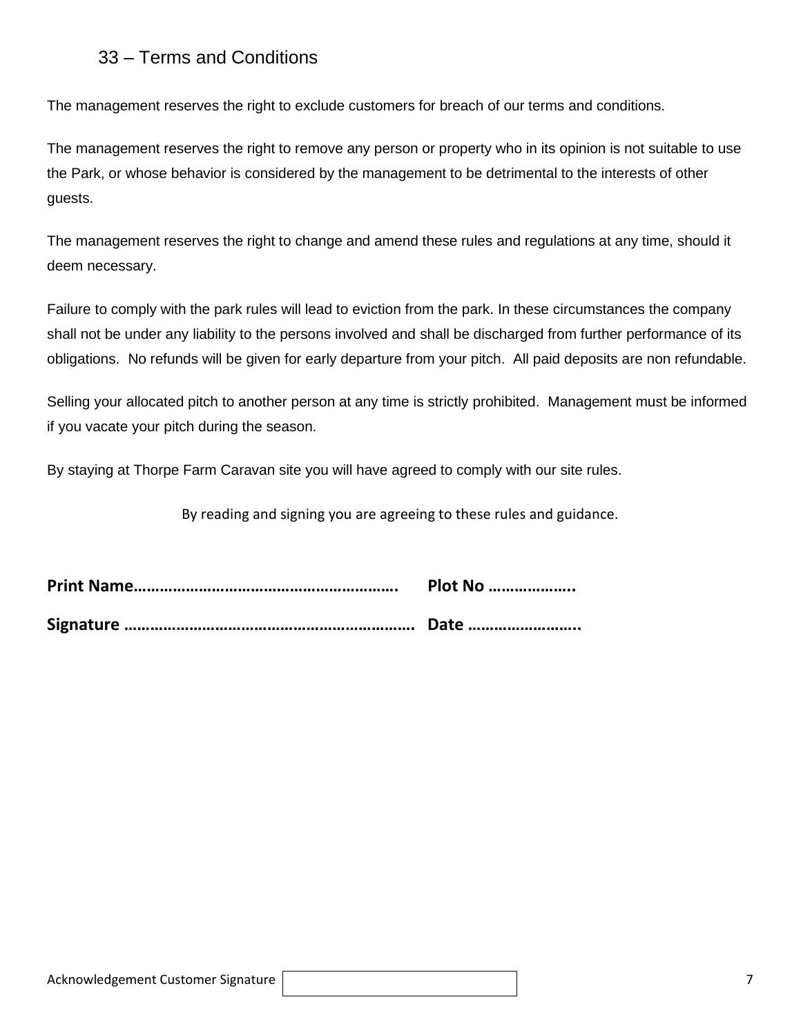## 33 – Terms and Conditions

The management reserves the right to exclude customers for breach of our terms and conditions.

The management reserves the right to remove any person or property who in its opinion is not suitable to use the Park, or whose behavior is considered by the management to be detrimental to the interests of other guests.

The management reserves the right to change and amend these rules and regulations at any time, should it deem necessary.

Failure to comply with the park rules will lead to eviction from the park. In these circumstances the company shall not be under any liability to the persons involved and shall be discharged from further performance of its obligations. No refunds will be given for early departure from your pitch. All paid deposits are non refundable.

Selling your allocated pitch to another person at any time is strictly prohibited. Management must be informed if you vacate your pitch during the season.

By staying at Thorpe Farm Caravan site you will have agreed to comply with our site rules.

By reading and signing you are agreeing to these rules and guidance.

**Print Name…………………………………………………. Plot No ………………..**

**Signature ………………………………………………………. Date ……………………..**

Acknowledgement Customer Signature